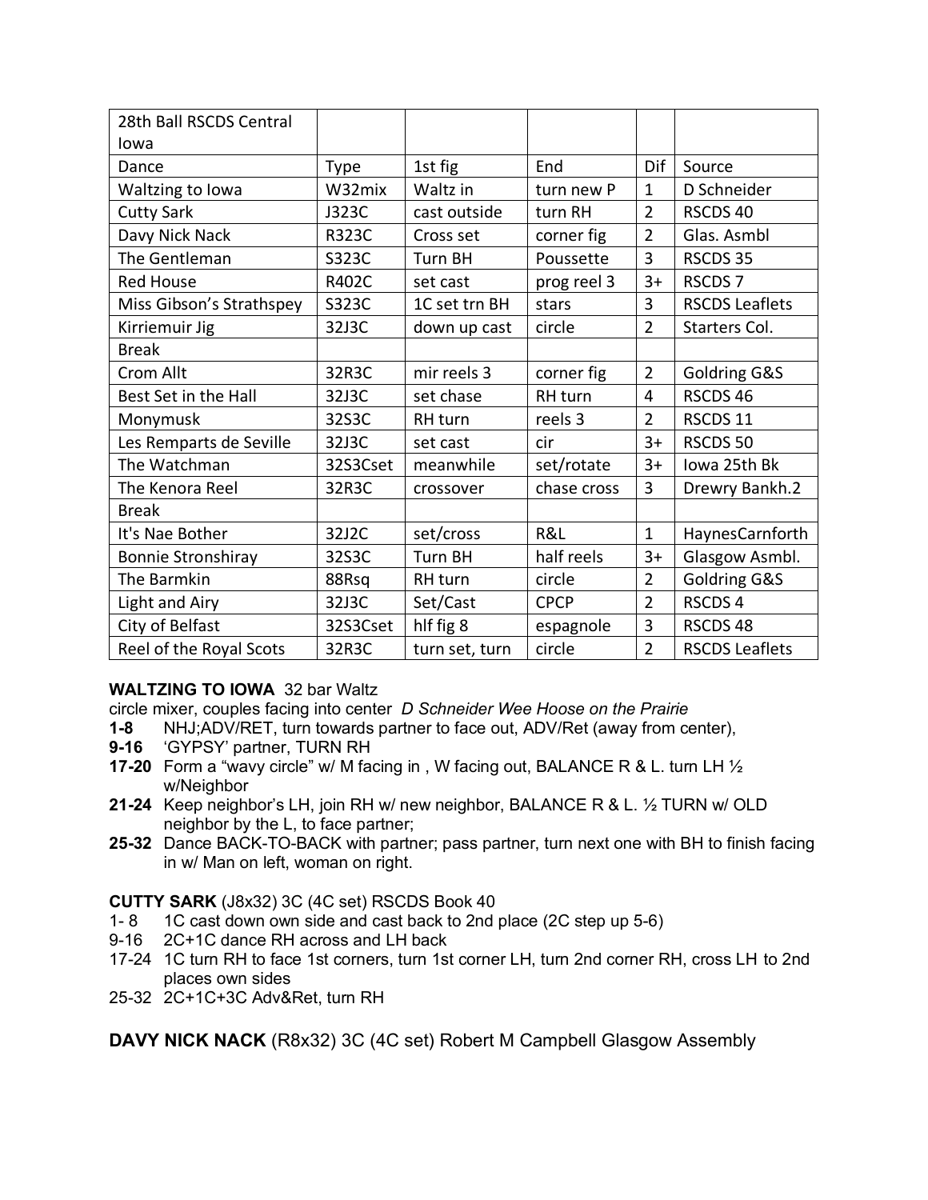| 28th Ball RSCDS Central Iowa | | | | | |
|---|---|---|---|---|---|
| Dance | Type | 1st fig | End | Dif | Source |
| Waltzing to Iowa | W32mix | Waltz in | turn new P | 1 | D Schneider |
| Cutty Sark | J323C | cast outside | turn RH | 2 | RSCDS 40 |
| Davy Nick Nack | R323C | Cross set | corner fig | 2 | Glas. Asmbl |
| The Gentleman | S323C | Turn BH | Poussette | 3 | RSCDS 35 |
| Red House | R402C | set cast | prog reel 3 | 3+ | RSCDS 7 |
| Miss Gibson's Strathspey | S323C | 1C set trn BH | stars | 3 | RSCDS Leaflets |
| Kirriemuir Jig | 32J3C | down up cast | circle | 2 | Starters Col. |
| Break | | | | | |
| Crom Allt | 32R3C | mir reels 3 | corner fig | 2 | Goldring G&S |
| Best Set in the Hall | 32J3C | set chase | RH turn | 4 | RSCDS 46 |
| Monymusk | 32S3C | RH turn | reels 3 | 2 | RSCDS 11 |
| Les Remparts de Seville | 32J3C | set cast | cir | 3+ | RSCDS 50 |
| The Watchman | 32S3Cset | meanwhile | set/rotate | 3+ | Iowa 25th Bk |
| The Kenora Reel | 32R3C | crossover | chase cross | 3 | Drewry Bankh.2 |
| Break | | | | | |
| It's Nae Bother | 32J2C | set/cross | R&L | 1 | HaynesCarnforth |
| Bonnie Stronshiray | 32S3C | Turn BH | half reels | 3+ | Glasgow Asmbl. |
| The Barmkin | 88Rsq | RH turn | circle | 2 | Goldring G&S |
| Light and Airy | 32J3C | Set/Cast | CPCP | 2 | RSCDS 4 |
| City of Belfast | 32S3Cset | hlf fig 8 | espagnole | 3 | RSCDS 48 |
| Reel of the Royal Scots | 32R3C | turn set, turn | circle | 2 | RSCDS Leaflets |

**WALTZING TO IOWA** 32 bar Waltz
circle mixer, couples facing into center *D Schneider Wee Hoose on the Prairie*

- **1-8** NHJ;ADV/RET, turn towards partner to face out, ADV/Ret (away from center),
- **9-16** 'GYPSY' partner, TURN RH
- **17-20** Form a "wavy circle" w/ M facing in , W facing out, BALANCE R & L. turn LH ½ w/Neighbor
- **21-24** Keep neighbor's LH, join RH w/ new neighbor, BALANCE R & L. ½ TURN w/ OLD neighbor by the L, to face partner;
- **25-32** Dance BACK-TO-BACK with partner; pass partner, turn next one with BH to finish facing in w/ Man on left, woman on right.

**CUTTY SARK** (J8x32) 3C (4C set) RSCDS Book 40

- 1- 8 1C cast down own side and cast back to 2nd place (2C step up 5-6)
- 9-16 2C+1C dance RH across and LH back
- 17-24 1C turn RH to face 1st corners, turn 1st corner LH, turn 2nd corner RH, cross LH to 2nd places own sides
- 25-32 2C+1C+3C Adv&Ret, turn RH

**DAVY NICK NACK** (R8x32) 3C (4C set) Robert M Campbell Glasgow Assembly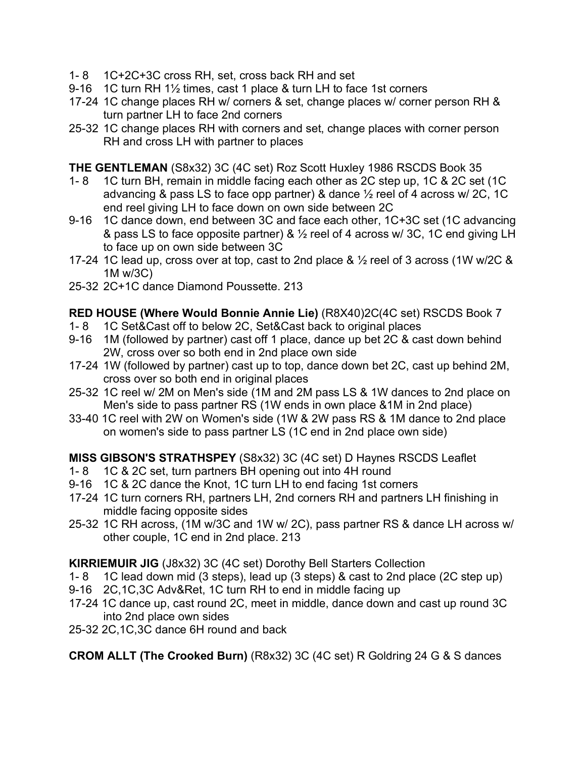1- 8 1C+2C+3C cross RH, set, cross back RH and set
9-16 1C turn RH 1½ times, cast 1 place & turn LH to face 1st corners
17-24 1C change places RH w/ corners & set, change places w/ corner person RH & turn partner LH to face 2nd corners
25-32 1C change places RH with corners and set, change places with corner person RH and cross LH with partner to places

**THE GENTLEMAN** (S8x32) 3C (4C set) Roz Scott Huxley 1986 RSCDS Book 35
1- 8 1C turn BH, remain in middle facing each other as 2C step up, 1C & 2C set (1C advancing & pass LS to face opp partner) & dance ½ reel of 4 across w/ 2C, 1C end reel giving LH to face down on own side between 2C
9-16 1C dance down, end between 3C and face each other, 1C+3C set (1C advancing & pass LS to face opposite partner) & ½ reel of 4 across w/ 3C, 1C end giving LH to face up on own side between 3C
17-24 1C lead up, cross over at top, cast to 2nd place & ½ reel of 3 across (1W w/2C & 1M w/3C)
25-32 2C+1C dance Diamond Poussette. 213

**RED HOUSE (Where Would Bonnie Annie Lie)** (R8X40)2C(4C set) RSCDS Book 7
1- 8 1C Set&Cast off to below 2C, Set&Cast back to original places
9-16 1M (followed by partner) cast off 1 place, dance up bet 2C & cast down behind 2W, cross over so both end in 2nd place own side
17-24 1W (followed by partner) cast up to top, dance down bet 2C, cast up behind 2M, cross over so both end in original places
25-32 1C reel w/ 2M on Men's side (1M and 2M pass LS & 1W dances to 2nd place on Men's side to pass partner RS (1W ends in own place &1M in 2nd place)
33-40 1C reel with 2W on Women's side (1W & 2W pass RS & 1M dance to 2nd place on women's side to pass partner LS (1C end in 2nd place own side)

**MISS GIBSON'S STRATHSPEY** (S8x32) 3C (4C set) D Haynes RSCDS Leaflet
1- 8 1C & 2C set, turn partners BH opening out into 4H round
9-16 1C & 2C dance the Knot, 1C turn LH to end facing 1st corners
17-24 1C turn corners RH, partners LH, 2nd corners RH and partners LH finishing in middle facing opposite sides
25-32 1C RH across, (1M w/3C and 1W w/ 2C), pass partner RS & dance LH across w/ other couple, 1C end in 2nd place. 213

**KIRRIEMUIR JIG** (J8x32) 3C (4C set) Dorothy Bell Starters Collection
1- 8 1C lead down mid (3 steps), lead up (3 steps) & cast to 2nd place (2C step up)
9-16 2C,1C,3C Adv&Ret, 1C turn RH to end in middle facing up
17-24 1C dance up, cast round 2C, meet in middle, dance down and cast up round 3C into 2nd place own sides
25-32 2C,1C,3C dance 6H round and back

**CROM ALLT (The Crooked Burn)** (R8x32) 3C (4C set) R Goldring 24 G & S dances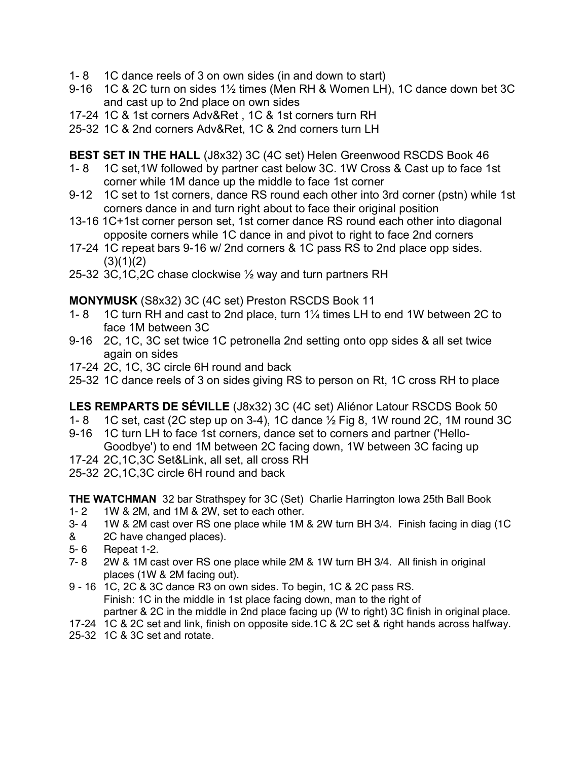1- 8 1C dance reels of 3 on own sides (in and down to start)
9-16 1C & 2C turn on sides 1½ times (Men RH & Women LH), 1C dance down bet 3C and cast up to 2nd place on own sides
17-24 1C & 1st corners Adv&Ret , 1C & 1st corners turn RH
25-32 1C & 2nd corners Adv&Ret, 1C & 2nd corners turn LH

**BEST SET IN THE HALL** (J8x32) 3C (4C set) Helen Greenwood RSCDS Book 46
1- 8 1C set,1W followed by partner cast below 3C. 1W Cross & Cast up to face 1st corner while 1M dance up the middle to face 1st corner
9-12 1C set to 1st corners, dance RS round each other into 3rd corner (pstn) while 1st corners dance in and turn right about to face their original position
13-16 1C+1st corner person set, 1st corner dance RS round each other into diagonal opposite corners while 1C dance in and pivot to right to face 2nd corners
17-24 1C repeat bars 9-16 w/ 2nd corners & 1C pass RS to 2nd place opp sides. (3)(1)(2)
25-32 3C,1C,2C chase clockwise ½ way and turn partners RH

**MONYMUSK** (S8x32) 3C (4C set) Preston RSCDS Book 11
1- 8 1C turn RH and cast to 2nd place, turn 1¼ times LH to end 1W between 2C to face 1M between 3C
9-16 2C, 1C, 3C set twice 1C petronella 2nd setting onto opp sides & all set twice again on sides
17-24 2C, 1C, 3C circle 6H round and back
25-32 1C dance reels of 3 on sides giving RS to person on Rt, 1C cross RH to place

**LES REMPARTS DE SÉVILLE** (J8x32) 3C (4C set) Aliénor Latour RSCDS Book 50
1- 8 1C set, cast (2C step up on 3-4), 1C dance ½ Fig 8, 1W round 2C, 1M round 3C
9-16 1C turn LH to face 1st corners, dance set to corners and partner ('Hello-Goodbye') to end 1M between 2C facing down, 1W between 3C facing up
17-24 2C,1C,3C Set&Link, all set, all cross RH
25-32 2C,1C,3C circle 6H round and back

**THE WATCHMAN** 32 bar Strathspey for 3C (Set) Charlie Harrington Iowa 25th Ball Book
1- 2 1W & 2M, and 1M & 2W, set to each other.
3- 4 1W & 2M cast over RS one place while 1M & 2W turn BH 3/4. Finish facing in diag (1C & 2C have changed places).
5- 6 Repeat 1-2.
7- 8 2W & 1M cast over RS one place while 2M & 1W turn BH 3/4. All finish in original places (1W & 2M facing out).
9 - 16 1C, 2C & 3C dance R3 on own sides. To begin, 1C & 2C pass RS. Finish: 1C in the middle in 1st place facing down, man to the right of partner & 2C in the middle in 2nd place facing up (W to right) 3C finish in original place.
17-24 1C & 2C set and link, finish on opposite side.1C & 2C set & right hands across halfway.
25-32 1C & 3C set and rotate.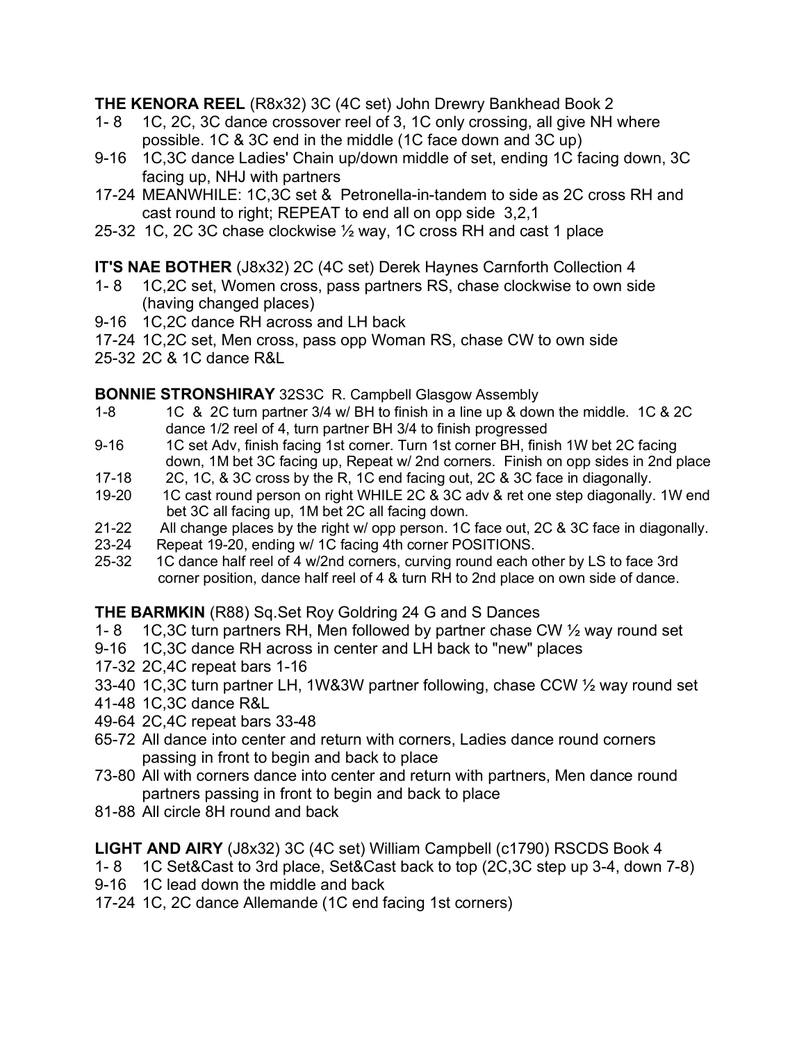**THE KENORA REEL** (R8x32) 3C (4C set) John Drewry Bankhead Book 2

1- 8 1C, 2C, 3C dance crossover reel of 3, 1C only crossing, all give NH where possible. 1C & 3C end in the middle (1C face down and 3C up)
9-16 1C,3C dance Ladies' Chain up/down middle of set, ending 1C facing down, 3C facing up, NHJ with partners
17-24 MEANWHILE: 1C,3C set & Petronella-in-tandem to side as 2C cross RH and cast round to right; REPEAT to end all on opp side 3,2,1
25-32 1C, 2C 3C chase clockwise ½ way, 1C cross RH and cast 1 place

**IT'S NAE BOTHER** (J8x32) 2C (4C set) Derek Haynes Carnforth Collection 4

1- 8 1C,2C set, Women cross, pass partners RS, chase clockwise to own side (having changed places)
9-16 1C,2C dance RH across and LH back
17-24 1C,2C set, Men cross, pass opp Woman RS, chase CW to own side
25-32 2C & 1C dance R&L

**BONNIE STRONSHIRAY** 32S3C R. Campbell Glasgow Assembly

1-8 1C & 2C turn partner 3/4 w/ BH to finish in a line up & down the middle. 1C & 2C dance 1/2 reel of 4, turn partner BH 3/4 to finish progressed
9-16 1C set Adv, finish facing 1st corner. Turn 1st corner BH, finish 1W bet 2C facing down, 1M bet 3C facing up, Repeat w/ 2nd corners. Finish on opp sides in 2nd place
17-18 2C, 1C, & 3C cross by the R, 1C end facing out, 2C & 3C face in diagonally.
19-20 1C cast round person on right WHILE 2C & 3C adv & ret one step diagonally. 1W end bet 3C all facing up, 1M bet 2C all facing down.
21-22 All change places by the right w/ opp person. 1C face out, 2C & 3C face in diagonally.
23-24 Repeat 19-20, ending w/ 1C facing 4th corner POSITIONS.
25-32 1C dance half reel of 4 w/2nd corners, curving round each other by LS to face 3rd corner position, dance half reel of 4 & turn RH to 2nd place on own side of dance.

**THE BARMKIN** (R88) Sq.Set Roy Goldring 24 G and S Dances

1- 8 1C,3C turn partners RH, Men followed by partner chase CW ½ way round set
9-16 1C,3C dance RH across in center and LH back to "new" places
17-32 2C,4C repeat bars 1-16
33-40 1C,3C turn partner LH, 1W&3W partner following, chase CCW ½ way round set
41-48 1C,3C dance R&L
49-64 2C,4C repeat bars 33-48
65-72 All dance into center and return with corners, Ladies dance round corners passing in front to begin and back to place
73-80 All with corners dance into center and return with partners, Men dance round partners passing in front to begin and back to place
81-88 All circle 8H round and back

**LIGHT AND AIRY** (J8x32) 3C (4C set) William Campbell (c1790) RSCDS Book 4

1- 8 1C Set&Cast to 3rd place, Set&Cast back to top (2C,3C step up 3-4, down 7-8)
9-16 1C lead down the middle and back
17-24 1C, 2C dance Allemande (1C end facing 1st corners)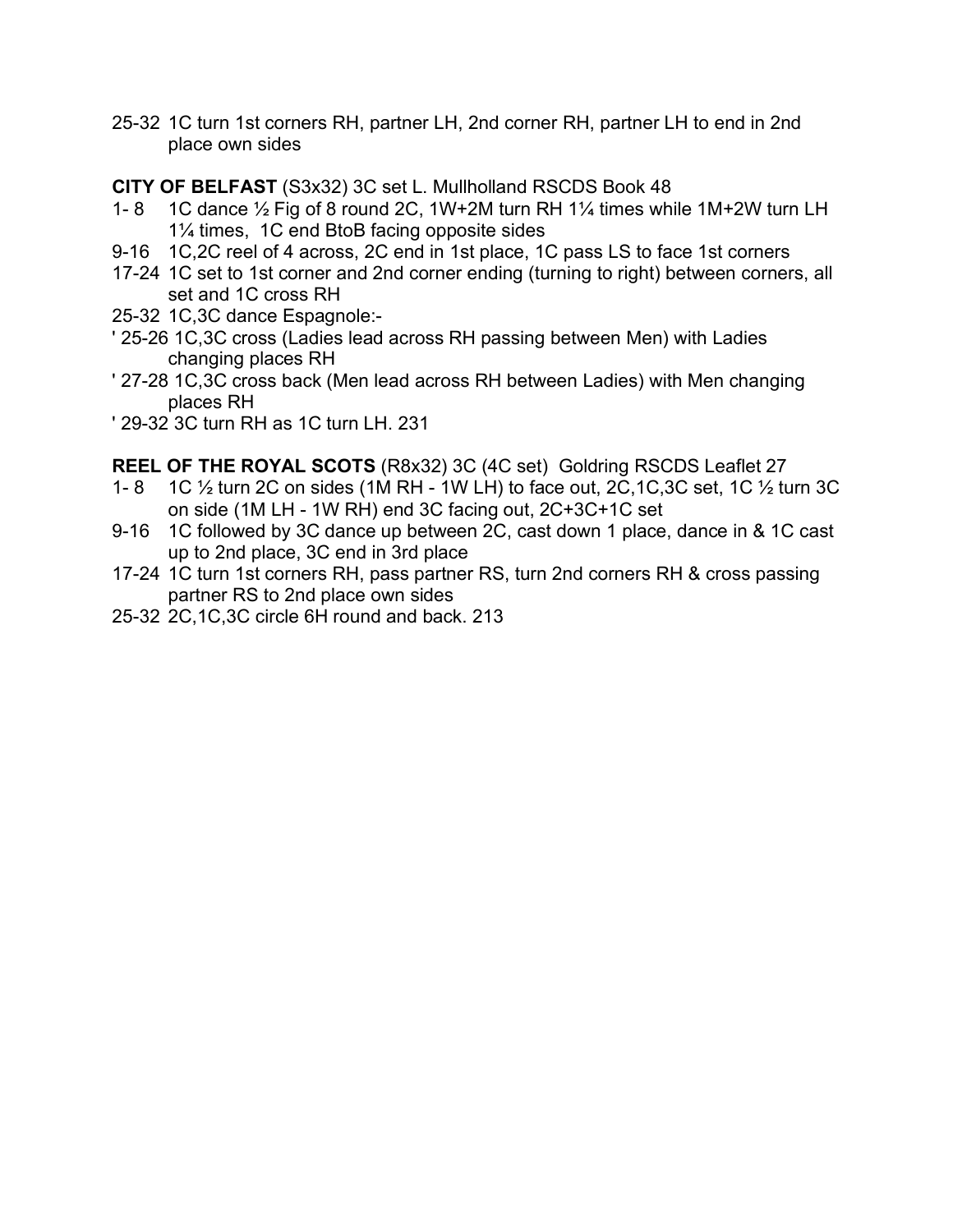25-32 1C turn 1st corners RH, partner LH, 2nd corner RH, partner LH to end in 2nd place own sides

**CITY OF BELFAST** (S3x32) 3C set L. Mullholland RSCDS Book 48

1- 8 1C dance ½ Fig of 8 round 2C, 1W+2M turn RH 1¼ times while 1M+2W turn LH 1¼ times, 1C end BtoB facing opposite sides

9-16 1C,2C reel of 4 across, 2C end in 1st place, 1C pass LS to face 1st corners

17-24 1C set to 1st corner and 2nd corner ending (turning to right) between corners, all set and 1C cross RH

25-32 1C,3C dance Espagnole:-

' 25-26 1C,3C cross (Ladies lead across RH passing between Men) with Ladies changing places RH

' 27-28 1C,3C cross back (Men lead across RH between Ladies) with Men changing places RH

' 29-32 3C turn RH as 1C turn LH. 231

**REEL OF THE ROYAL SCOTS** (R8x32) 3C (4C set) Goldring RSCDS Leaflet 27

1- 8 1C ½ turn 2C on sides (1M RH - 1W LH) to face out, 2C,1C,3C set, 1C ½ turn 3C on side (1M LH - 1W RH) end 3C facing out, 2C+3C+1C set

9-16 1C followed by 3C dance up between 2C, cast down 1 place, dance in & 1C cast up to 2nd place, 3C end in 3rd place

17-24 1C turn 1st corners RH, pass partner RS, turn 2nd corners RH & cross passing partner RS to 2nd place own sides

25-32 2C,1C,3C circle 6H round and back. 213